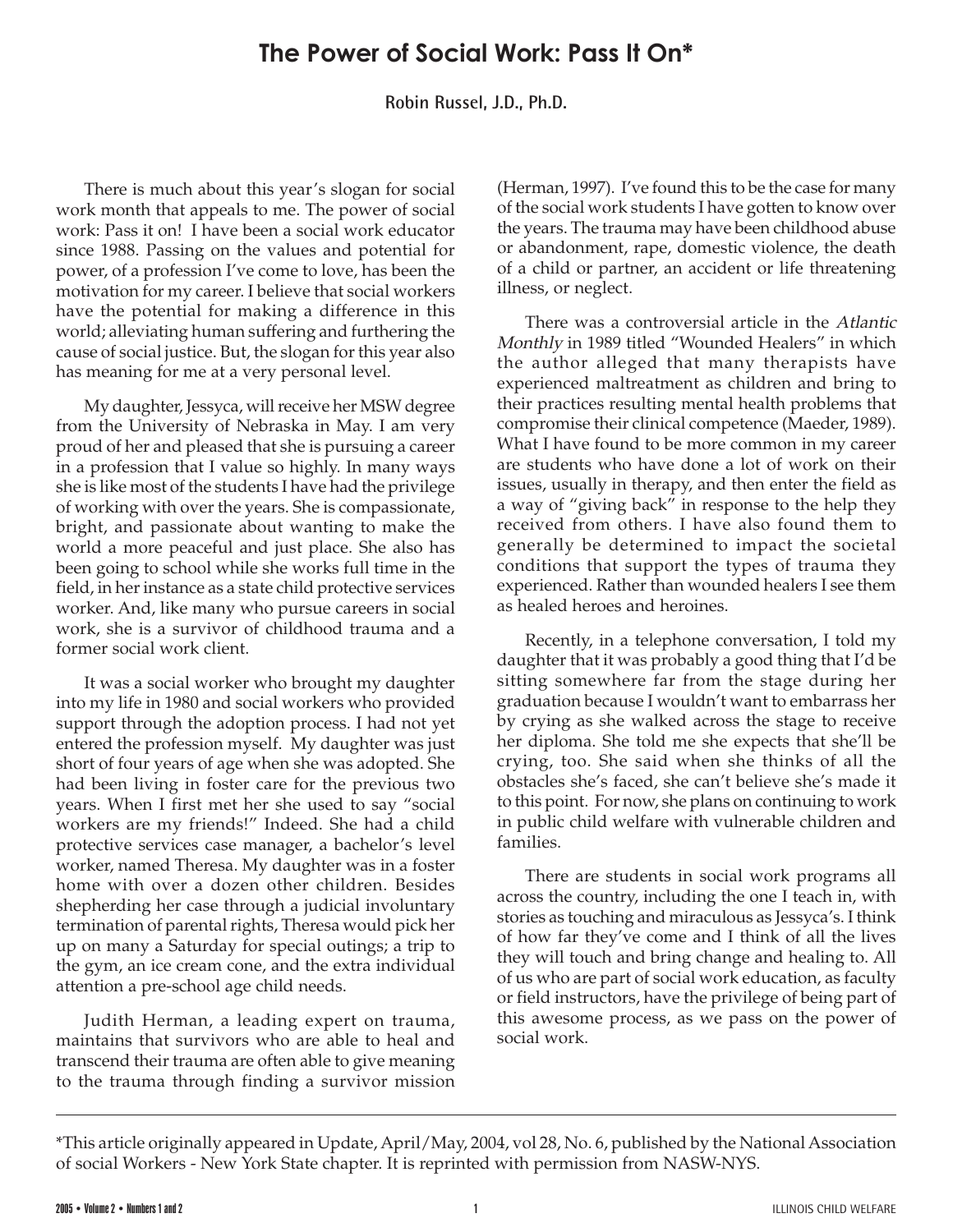# The Power of Social Work: Pass It On*

**Robin Russel, J.D., Ph.D.**

There is much about this year's slogan for social work month that appeals to me. The power of social work: Pass it on! I have been a social work educator since 1988. Passing on the values and potential for power, of a profession I've come to love, has been the motivation for my career. I believe that social workers have the potential for making a difference in this world; alleviating human suffering and furthering the cause of social justice. But, the slogan for this year also has meaning for me at a very personal level.

My daughter, Jessyca, will receive her MSW degree from the University of Nebraska in May. I am very proud of her and pleased that she is pursuing a career in a profession that I value so highly. In many ways she is like most of the students I have had the privilege of working with over the years. She is compassionate, bright, and passionate about wanting to make the world a more peaceful and just place. She also has been going to school while she works full time in the field, in her instance as a state child protective services worker. And, like many who pursue careers in social work, she is a survivor of childhood trauma and a former social work client.

It was a social worker who brought my daughter into my life in 1980 and social workers who provided support through the adoption process. I had not yet entered the profession myself. My daughter was just short of four years of age when she was adopted. She had been living in foster care for the previous two years. When I first met her she used to say "social workers are my friends!" Indeed. She had a child protective services case manager, a bachelor's level worker, named Theresa. My daughter was in a foster home with over a dozen other children. Besides shepherding her case through a judicial involuntary termination of parental rights, Theresa would pick her up on many a Saturday for special outings; a trip to the gym, an ice cream cone, and the extra individual attention a pre-school age child needs.

Judith Herman, a leading expert on trauma, maintains that survivors who are able to heal and transcend their trauma are often able to give meaning to the trauma through finding a survivor mission (Herman, 1997). I've found this to be the case for many of the social work students I have gotten to know over the years. The trauma may have been childhood abuse or abandonment, rape, domestic violence, the death of a child or partner, an accident or life threatening illness, or neglect.

There was a controversial article in the *Atlantic Monthly* in 1989 titled "Wounded Healers" in which the author alleged that many therapists have experienced maltreatment as children and bring to their practices resulting mental health problems that compromise their clinical competence (Maeder, 1989). What I have found to be more common in my career are students who have done a lot of work on their issues, usually in therapy, and then enter the field as a way of "giving back" in response to the help they received from others. I have also found them to generally be determined to impact the societal conditions that support the types of trauma they experienced. Rather than wounded healers I see them as healed heroes and heroines.

Recently, in a telephone conversation, I told my daughter that it was probably a good thing that I'd be sitting somewhere far from the stage during her graduation because I wouldn't want to embarrass her by crying as she walked across the stage to receive her diploma. She told me she expects that she'll be crying, too. She said when she thinks of all the obstacles she's faced, she can't believe she's made it to this point. For now, she plans on continuing to work in public child welfare with vulnerable children and families.

There are students in social work programs all across the country, including the one I teach in, with stories as touching and miraculous as Jessyca's. I think of how far they've come and I think of all the lives they will touch and bring change and healing to. All of us who are part of social work education, as faculty or field instructors, have the privilege of being part of this awesome process, as we pass on the power of social work.

---

*This article originally appeared in Update, April/May, 2004, vol 28, No. 6, published by the National Association of social Workers - New York State chapter. It is reprinted with permission from NASW-NYS.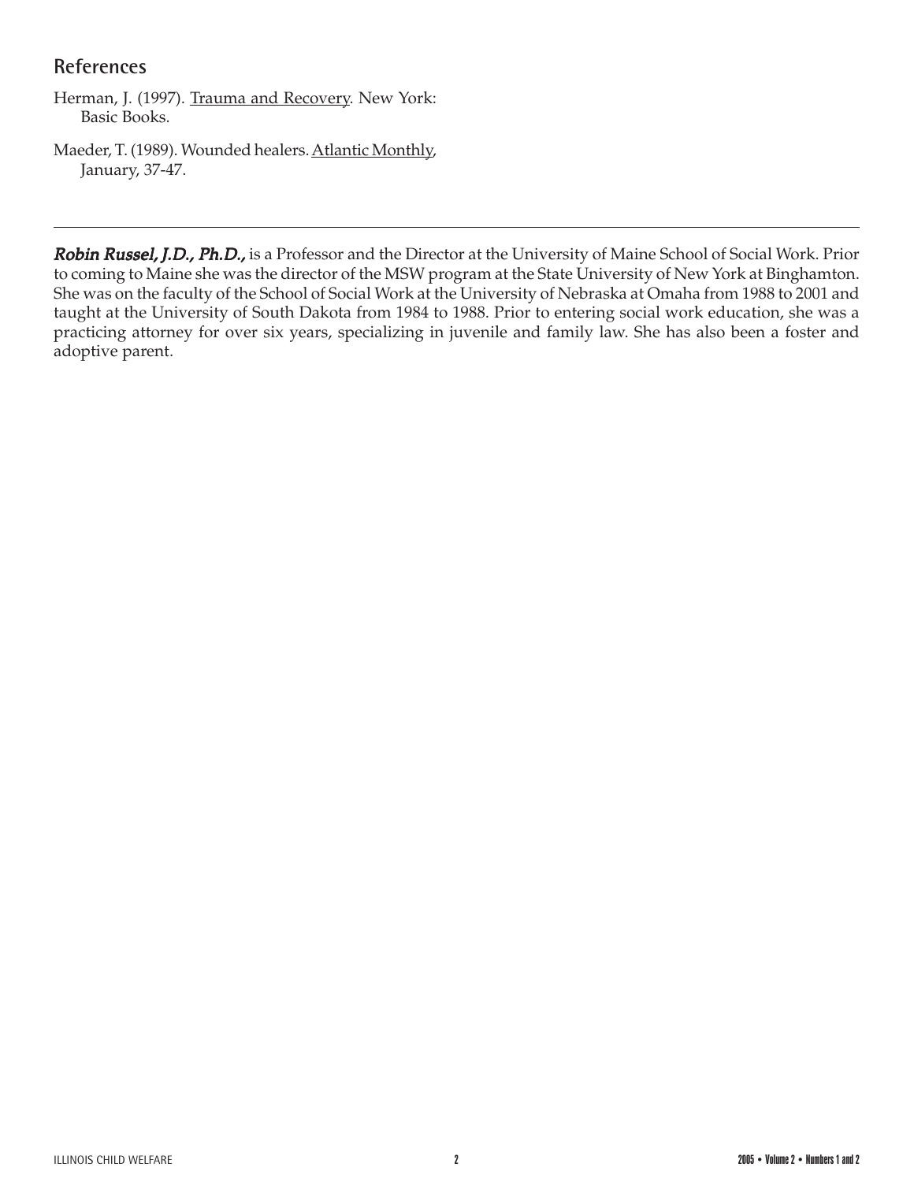## References

Herman, J. (1997). Trauma and Recovery. New York: Basic Books.

Maeder, T. (1989). Wounded healers. Atlantic Monthly, January, 37-47.

---

***Robin Russel, J.D., Ph.D.,*** is a Professor and the Director at the University of Maine School of Social Work. Prior to coming to Maine she was the director of the MSW program at the State University of New York at Binghamton. She was on the faculty of the School of Social Work at the University of Nebraska at Omaha from 1988 to 2001 and taught at the University of South Dakota from 1984 to 1988. Prior to entering social work education, she was a practicing attorney for over six years, specializing in juvenile and family law. She has also been a foster and adoptive parent.